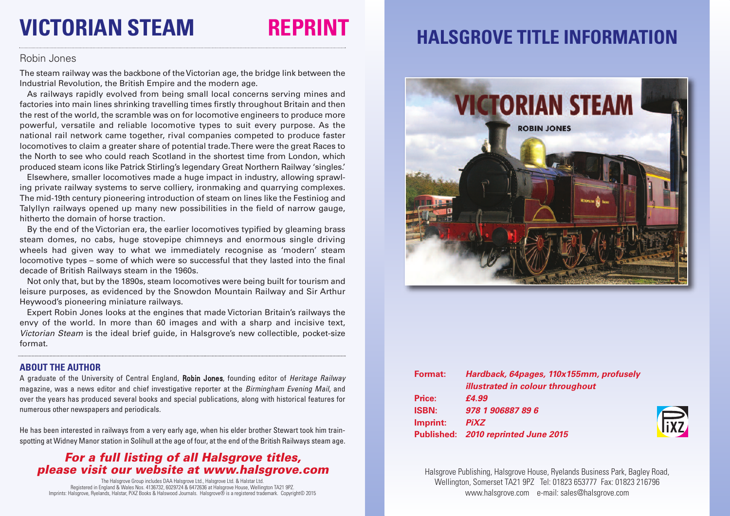# VICTORIAN STEAM REPRINT

Robin Jones

The steam railway was the backbone of the Victorian age, the bridge link between the Industrial Revolution, the British Empire and the modern age.

As railways rapidly evolved from being small local concerns serving mines and factories into main lines shrinking travelling times firstly throughout Britain and then the rest of the world, the scramble was on for locomotive engineers to produce more powerful, versatile and reliable locomotive types to suit every purpose. As the national rail network came together, rival companies competed to produce faster locomotives to claim a greater share of potential trade. There were the great Races to the North to see who could reach Scotland in the shortest time from London, which produced steam icons like Patrick Stirling's legendary Great Northern Railway 'singles.'

Elsewhere, smaller locomotives made a huge impact in industry, allowing sprawling private railway systems to serve colliery, ironmaking and quarrying complexes. The mid-19th century pioneering introduction of steam on lines like the Festiniog and Talyllyn railways opened up many new possibilities in the field of narrow gauge, hitherto the domain of horse traction.

By the end of the Victorian era, the earlier locomotives typified by gleaming brass steam domes, no cabs, huge stovepipe chimneys and enormous single driving wheels had given way to what we immediately recognise as 'modern' steam locomotive types – some of which were so successful that they lasted into the final decade of British Railways steam in the 1960s.

Not only that, but by the 1890s, steam locomotives were being built for tourism and leisure purposes, as evidenced by the Snowdon Mountain Railway and Sir Arthur Heywood's pioneering miniature railways.

Expert Robin Jones looks at the engines that made Victorian Britain's railways the envy of the world. In more than 60 images and with a sharp and incisive text, *Victorian Steam* is the ideal brief guide, in Halsgrove's new collectible, pocket-size format.

## ABOUT THE AUTHOR

A graduate of the University of Central England, **Robin Jones**, founding editor of *Heritage Railway* magazine, was a news editor and chief investigative reporter at the *Birmingham Evening Mail*, and over the years has produced several books and special publications, along with historical features for numerous other newspapers and periodicals.

He has been interested in railways from a very early age, when his elder brother Stewart took him train-spotting at Widney Manor station in Solihull at the age of four, at the end of the British Railways steam age.

***For a full listing of all Halsgrove titles, please visit our website at www.halsgrove.com***

The Halsgrove Group includes DAA Halsgrove Ltd., Halsgrove Ltd. & Halstar Ltd.
Registered in England & Wales Nos. 4136732, 6029724 & 6472636 at Halsgrove House, Wellington TA21 9PZ.
Imprints: Halsgrove, Ryelands, Halstar, PiXZ Books & Halswood Journals. Halsgrove® is a registered trademark. Copyright© 2015

# HALSGROVE TITLE INFORMATION

**Format:** ***Hardback, 64pages, 110x155mm, profusely illustrated in colour throughout***
**Price:** ***£4.99***
**ISBN:** ***978 1 906887 89 6***
**Imprint:** ***PiXZ***
**Published:** ***2010 reprinted June 2015***

Halsgrove Publishing, Halsgrove House, Ryelands Business Park, Bagley Road, Wellington, Somerset TA21 9PZ Tel: 01823 653777 Fax: 01823 216796
www.halsgrove.com e-mail: sales@halsgrove.com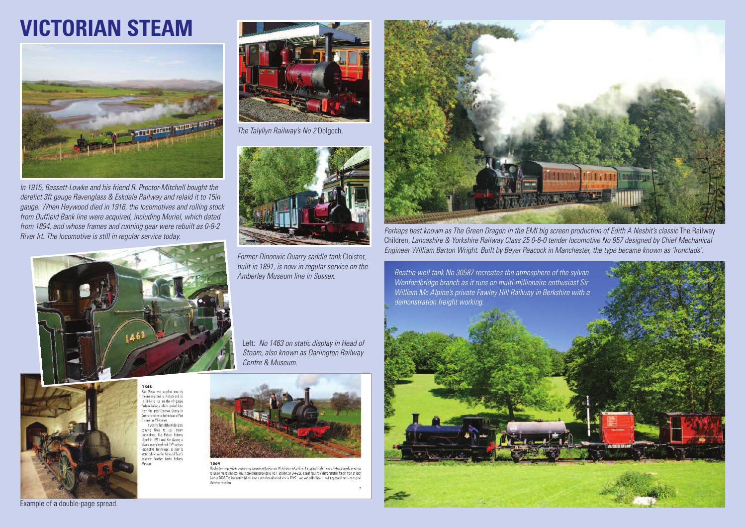# VICTORIAN STEAM

*In 1915, Bassett-Lowke and his friend R. Proctor-Mitchell bought the derelict 3ft gauge Ravenglass & Eskdale Railway and relaid it to 15in gauge. When Heywood died in 1916, the locomotives and rolling stock from Duffield Bank line were acquired, including Muriel, which dated from 1894, and whose frames and running gear were rebuilt as 0-8-2 River Irt. The locomotive is still in regular service today.*

*The Talyllyn Railway's No 2* Dolgoch.

*Former Dinorwic Quarry saddle tank* Cloister, *built in 1891, is now in regular service on the Amberley Museum line in Sussex.*

Left: *No 1463 on static display in Head of Steam, also known as Darlington Railway Centre & Museum.*

*Perhaps best known as The Green Dragon in the EMI big screen production of Edith A Nesbit's classic* The Railway Children, *Lancashire & Yorkshire Railway Class 25 0-6-0 tender locomotive No 957 designed by Chief Mechanical Engineer William Barton Wright. Built by Beyer Peacock in Manchester, the type became known as 'Ironclads'.*

*Beattie well tank No 30587 recreates the atmosphere of the sylvan Wenfordbridge branch as it runs on multi-millionaire enthusiast Sir William Mc Alpine's private Fawley Hill Railway in Berkshire with a demonstration freight working.*

Example of a double-page spread.